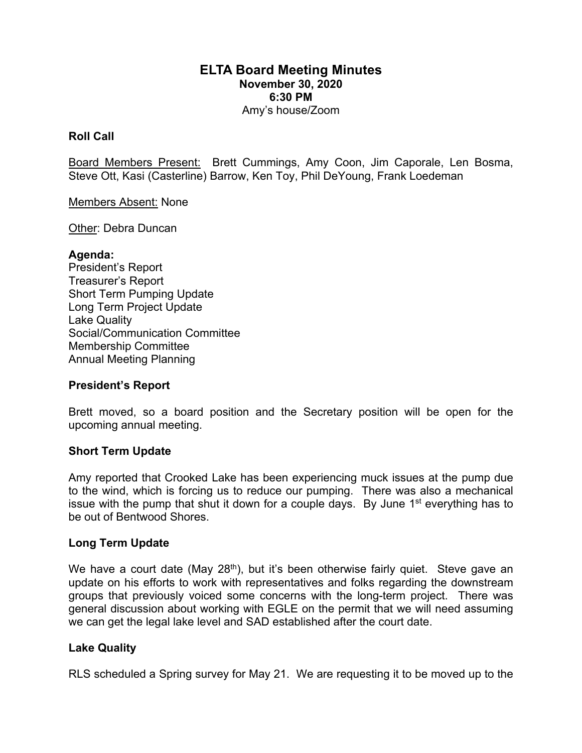# ELTA Board Meeting Minutes

**November 30, 2020**
**6:30 PM**
Amy's house/Zoom

**Roll Call**

Board Members Present: Brett Cummings, Amy Coon, Jim Caporale, Len Bosma, Steve Ott, Kasi (Casterline) Barrow, Ken Toy, Phil DeYoung, Frank Loedeman

Members Absent: None

Other: Debra Duncan

**Agenda:**
President's Report
Treasurer's Report
Short Term Pumping Update
Long Term Project Update
Lake Quality
Social/Communication Committee
Membership Committee
Annual Meeting Planning

**President's Report**

Brett moved, so a board position and the Secretary position will be open for the upcoming annual meeting.

**Short Term Update**

Amy reported that Crooked Lake has been experiencing muck issues at the pump due to the wind, which is forcing us to reduce our pumping. There was also a mechanical issue with the pump that shut it down for a couple days. By June 1st everything has to be out of Bentwood Shores.

**Long Term Update**

We have a court date (May 28th), but it's been otherwise fairly quiet. Steve gave an update on his efforts to work with representatives and folks regarding the downstream groups that previously voiced some concerns with the long-term project. There was general discussion about working with EGLE on the permit that we will need assuming we can get the legal lake level and SAD established after the court date.

**Lake Quality**

RLS scheduled a Spring survey for May 21. We are requesting it to be moved up to the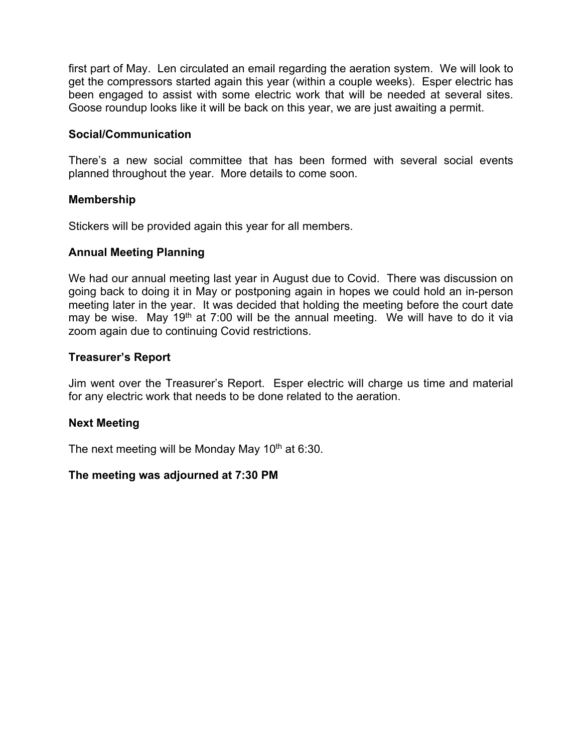first part of May. Len circulated an email regarding the aeration system. We will look to get the compressors started again this year (within a couple weeks). Esper electric has been engaged to assist with some electric work that will be needed at several sites. Goose roundup looks like it will be back on this year, we are just awaiting a permit.

**Social/Communication**

There's a new social committee that has been formed with several social events planned throughout the year. More details to come soon.

**Membership**

Stickers will be provided again this year for all members.

**Annual Meeting Planning**

We had our annual meeting last year in August due to Covid. There was discussion on going back to doing it in May or postponing again in hopes we could hold an in-person meeting later in the year. It was decided that holding the meeting before the court date may be wise. May 19th at 7:00 will be the annual meeting. We will have to do it via zoom again due to continuing Covid restrictions.

**Treasurer's Report**

Jim went over the Treasurer's Report. Esper electric will charge us time and material for any electric work that needs to be done related to the aeration.

**Next Meeting**

The next meeting will be Monday May 10th at 6:30.

**The meeting was adjourned at 7:30 PM**